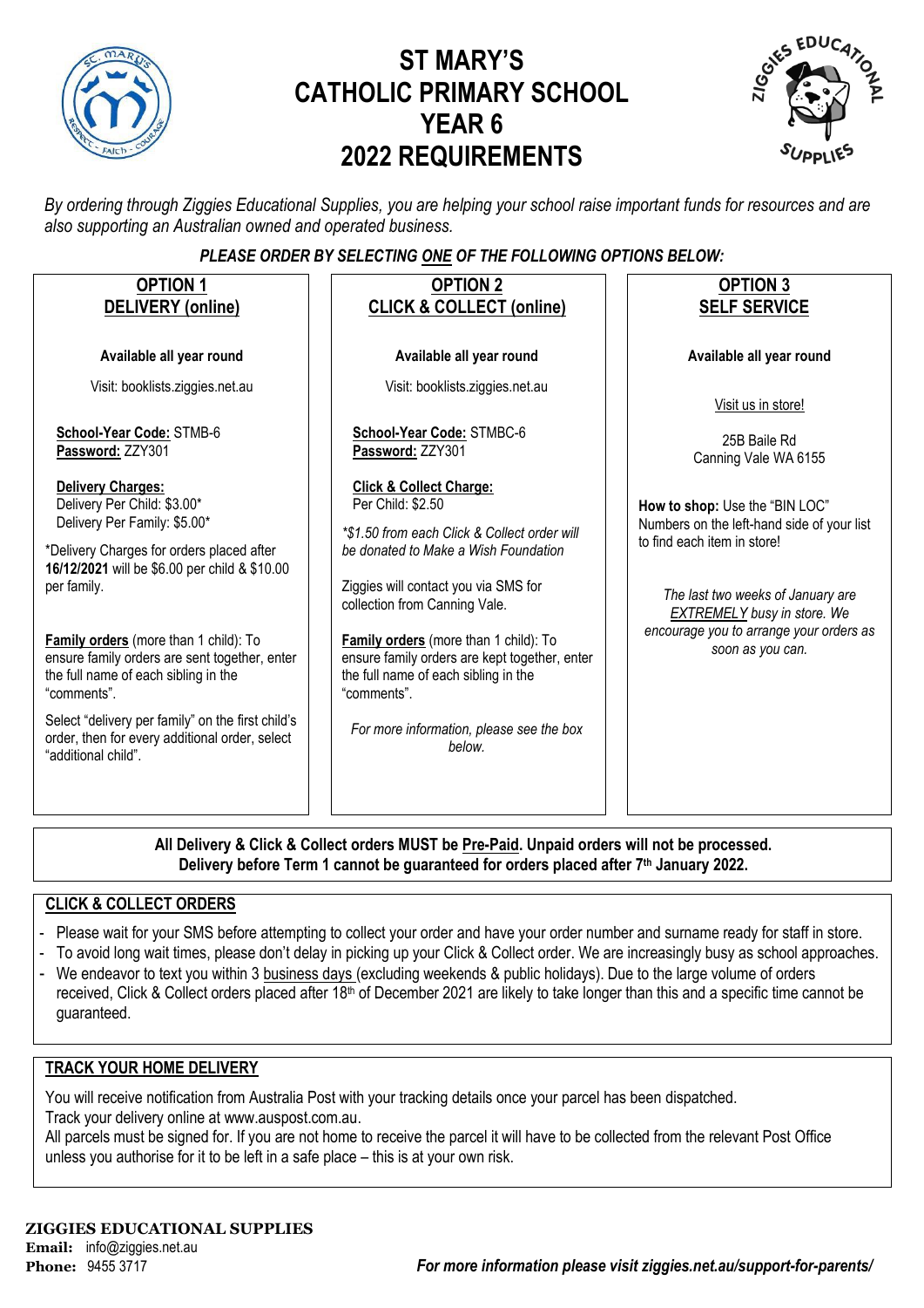# ST MARY'S CATHOLIC PRIMARY SCHOOL YEAR 6 2022 REQUIREMENTS

*By ordering through Ziggies Educational Supplies, you are helping your school raise important funds for resources and are also supporting an Australian owned and operated business.*

***PLEASE ORDER BY SELECTING ONE OF THE FOLLOWING OPTIONS BELOW:***

## OPTION 1 DELIVERY (online)

**Available all year round**

Visit: booklists.ziggies.net.au

**School-Year Code:** STMB-6
**Password:** ZZY301

**Delivery Charges:**
Delivery Per Child: $3.00*
Delivery Per Family: $5.00*

*Delivery Charges for orders placed after **16/12/2021** will be $6.00 per child & $10.00 per family.

**Family orders** (more than 1 child): To ensure family orders are sent together, enter the full name of each sibling in the "comments".

Select "delivery per family" on the first child's order, then for every additional order, select "additional child".

## OPTION 2 CLICK & COLLECT (online)

**Available all year round**

Visit: booklists.ziggies.net.au

**School-Year Code:** STMBC-6
**Password:** ZZY301

**Click & Collect Charge:**
Per Child: $2.50

*\*$1.50 from each Click & Collect order will be donated to Make a Wish Foundation*

Ziggies will contact you via SMS for collection from Canning Vale.

**Family orders** (more than 1 child): To ensure family orders are kept together, enter the full name of each sibling in the "comments".

*For more information, please see the box below.*

## OPTION 3 SELF SERVICE

**Available all year round**

Visit us in store!

25B Baile Rd
Canning Vale WA 6155

**How to shop:** Use the "BIN LOC" Numbers on the left-hand side of your list to find each item in store!

*The last two weeks of January are EXTREMELY busy in store. We encourage you to arrange your orders as soon as you can.*

---

**All Delivery & Click & Collect orders MUST be Pre-Paid. Unpaid orders will not be processed.**
**Delivery before Term 1 cannot be guaranteed for orders placed after 7th January 2022.**

## CLICK & COLLECT ORDERS

- Please wait for your SMS before attempting to collect your order and have your order number and surname ready for staff in store.
- To avoid long wait times, please don't delay in picking up your Click & Collect order. We are increasingly busy as school approaches.
- We endeavor to text you within 3 business days (excluding weekends & public holidays). Due to the large volume of orders received, Click & Collect orders placed after 18th of December 2021 are likely to take longer than this and a specific time cannot be guaranteed.

## TRACK YOUR HOME DELIVERY

You will receive notification from Australia Post with your tracking details once your parcel has been dispatched.
Track your delivery online at www.auspost.com.au.
All parcels must be signed for. If you are not home to receive the parcel it will have to be collected from the relevant Post Office unless you authorise for it to be left in a safe place – this is at your own risk.

**ZIGGIES EDUCATIONAL SUPPLIES**
**Email:** info@ziggies.net.au
**Phone:** 9455 3717

***For more information please visit ziggies.net.au/support-for-parents/***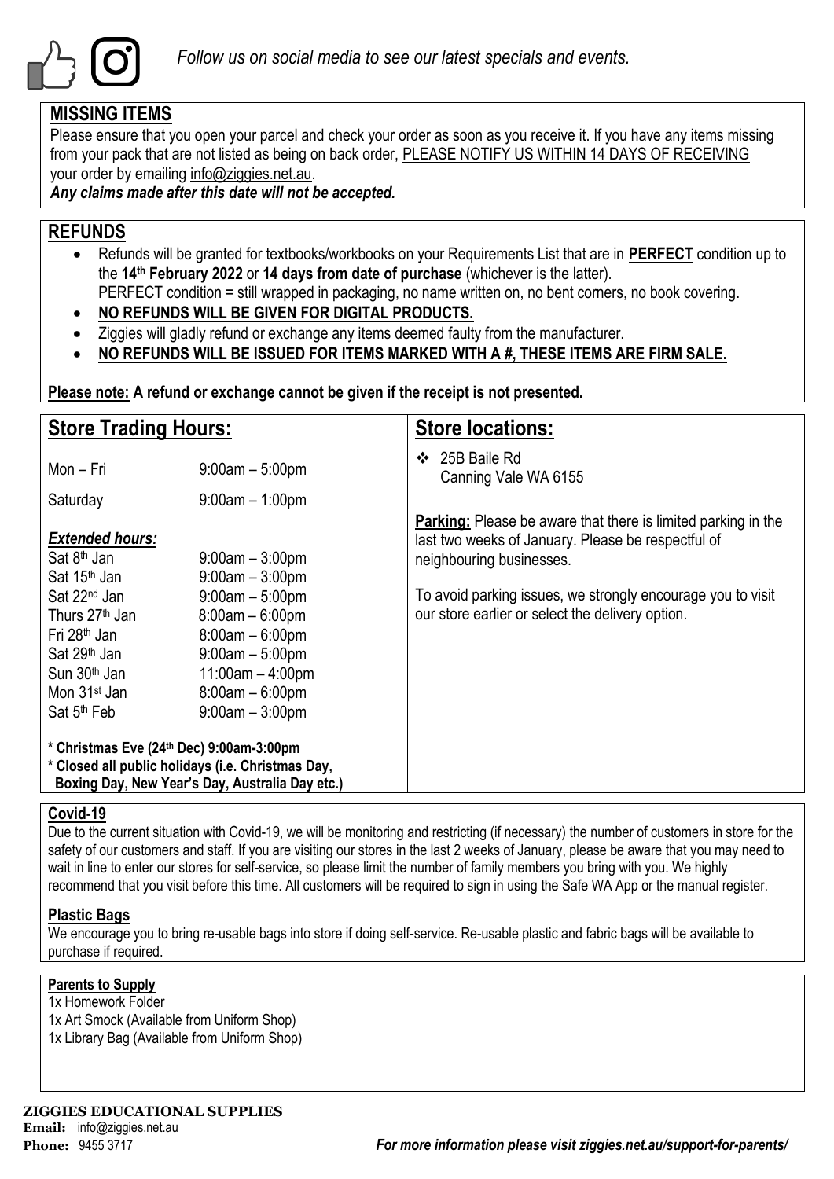*Follow us on social media to see our latest specials and events.*

## MISSING ITEMS

Please ensure that you open your parcel and check your order as soon as you receive it. If you have any items missing from your pack that are not listed as being on back order, PLEASE NOTIFY US WITHIN 14 DAYS OF RECEIVING your order by emailing info@ziggies.net.au.

***Any claims made after this date will not be accepted.***

## REFUNDS

- Refunds will be granted for textbooks/workbooks on your Requirements List that are in **PERFECT** condition up to the **14th February 2022** or **14 days from date of purchase** (whichever is the latter).
  PERFECT condition = still wrapped in packaging, no name written on, no bent corners, no book covering.
- **NO REFUNDS WILL BE GIVEN FOR DIGITAL PRODUCTS.**
- Ziggies will gladly refund or exchange any items deemed faulty from the manufacturer.
- **NO REFUNDS WILL BE ISSUED FOR ITEMS MARKED WITH A #, THESE ITEMS ARE FIRM SALE.**

**Please note: A refund or exchange cannot be given if the receipt is not presented.**

## Store Trading Hours:

| | |
|---|---|
| Mon – Fri | 9:00am – 5:00pm |
| Saturday | 9:00am – 1:00pm |

***Extended hours:***

| | |
|---|---|
| Sat 8th Jan | 9:00am – 3:00pm |
| Sat 15th Jan | 9:00am – 3:00pm |
| Sat 22nd Jan | 9:00am – 5:00pm |
| Thurs 27th Jan | 8:00am – 6:00pm |
| Fri 28th Jan | 8:00am – 6:00pm |
| Sat 29th Jan | 9:00am – 5:00pm |
| Sun 30th Jan | 11:00am – 4:00pm |
| Mon 31st Jan | 8:00am – 6:00pm |
| Sat 5th Feb | 9:00am – 3:00pm |

**\* Christmas Eve (24th Dec) 9:00am-3:00pm**
**\* Closed all public holidays (i.e. Christmas Day, Boxing Day, New Year's Day, Australia Day etc.)**

## Store locations:

- 25B Baile Rd
  Canning Vale WA 6155

**Parking:** Please be aware that there is limited parking in the last two weeks of January. Please be respectful of neighbouring businesses.

To avoid parking issues, we strongly encourage you to visit our store earlier or select the delivery option.

### Covid-19

Due to the current situation with Covid-19, we will be monitoring and restricting (if necessary) the number of customers in store for the safety of our customers and staff. If you are visiting our stores in the last 2 weeks of January, please be aware that you may need to wait in line to enter our stores for self-service, so please limit the number of family members you bring with you. We highly recommend that you visit before this time. All customers will be required to sign in using the Safe WA App or the manual register.

### Plastic Bags

We encourage you to bring re-usable bags into store if doing self-service. Re-usable plastic and fabric bags will be available to purchase if required.

### Parents to Supply

1x Homework Folder
1x Art Smock (Available from Uniform Shop)
1x Library Bag (Available from Uniform Shop)

**ZIGGIES EDUCATIONAL SUPPLIES**
**Email:** info@ziggies.net.au
**Phone:** 9455 3717

***For more information please visit ziggies.net.au/support-for-parents/***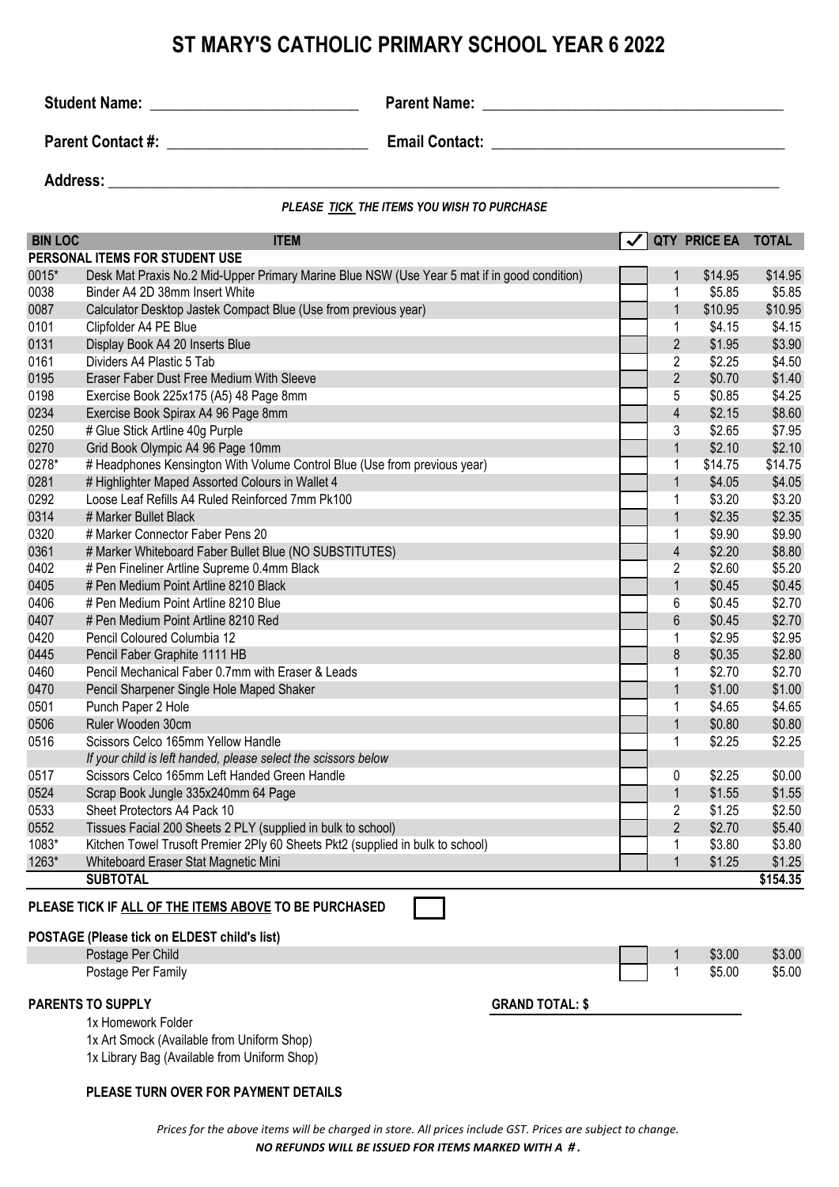# ST MARY'S CATHOLIC PRIMARY SCHOOL YEAR 6 2022

**Student Name:** ___________________________ **Parent Name:** ________________________________________

**Parent Contact #:** __________________________ **Email Contact:** ______________________________________

**Address:** ______________________________________________________________________________________

***PLEASE TICK THE ITEMS YOU WISH TO PURCHASE***

| BIN LOC | ITEM | ✓ | QTY | PRICE EA | TOTAL |
|---|---|---|---|---|---|
| **PERSONAL ITEMS FOR STUDENT USE** | | | | | |
| 0015* | Desk Mat Praxis No.2 Mid-Upper Primary Marine Blue NSW (Use Year 5 mat if in good condition) | | 1 | $14.95 | $14.95 |
| 0038 | Binder A4 2D 38mm Insert White | | 1 | $5.85 | $5.85 |
| 0087 | Calculator Desktop Jastek Compact Blue (Use from previous year) | | 1 | $10.95 | $10.95 |
| 0101 | Clipfolder A4 PE Blue | | 1 | $4.15 | $4.15 |
| 0131 | Display Book A4 20 Inserts Blue | | 2 | $1.95 | $3.90 |
| 0161 | Dividers A4 Plastic 5 Tab | | 2 | $2.25 | $4.50 |
| 0195 | Eraser Faber Dust Free Medium With Sleeve | | 2 | $0.70 | $1.40 |
| 0198 | Exercise Book 225x175 (A5) 48 Page 8mm | | 5 | $0.85 | $4.25 |
| 0234 | Exercise Book Spirax A4 96 Page 8mm | | 4 | $2.15 | $8.60 |
| 0250 | # Glue Stick Artline 40g Purple | | 3 | $2.65 | $7.95 |
| 0270 | Grid Book Olympic A4 96 Page 10mm | | 1 | $2.10 | $2.10 |
| 0278* | # Headphones Kensington With Volume Control Blue (Use from previous year) | | 1 | $14.75 | $14.75 |
| 0281 | # Highlighter Maped Assorted Colours in Wallet 4 | | 1 | $4.05 | $4.05 |
| 0292 | Loose Leaf Refills A4 Ruled Reinforced 7mm Pk100 | | 1 | $3.20 | $3.20 |
| 0314 | # Marker Bullet Black | | 1 | $2.35 | $2.35 |
| 0320 | # Marker Connector Faber Pens 20 | | 1 | $9.90 | $9.90 |
| 0361 | # Marker Whiteboard Faber Bullet Blue (NO SUBSTITUTES) | | 4 | $2.20 | $8.80 |
| 0402 | # Pen Fineliner Artline Supreme 0.4mm Black | | 2 | $2.60 | $5.20 |
| 0405 | # Pen Medium Point Artline 8210 Black | | 1 | $0.45 | $0.45 |
| 0406 | # Pen Medium Point Artline 8210 Blue | | 6 | $0.45 | $2.70 |
| 0407 | # Pen Medium Point Artline 8210 Red | | 6 | $0.45 | $2.70 |
| 0420 | Pencil Coloured Columbia 12 | | 1 | $2.95 | $2.95 |
| 0445 | Pencil Faber Graphite 1111 HB | | 8 | $0.35 | $2.80 |
| 0460 | Pencil Mechanical Faber 0.7mm with Eraser & Leads | | 1 | $2.70 | $2.70 |
| 0470 | Pencil Sharpener Single Hole Maped Shaker | | 1 | $1.00 | $1.00 |
| 0501 | Punch Paper 2 Hole | | 1 | $4.65 | $4.65 |
| 0506 | Ruler Wooden 30cm | | 1 | $0.80 | $0.80 |
| 0516 | Scissors Celco 165mm Yellow Handle | | 1 | $2.25 | $2.25 |
| | *If your child is left handed, please select the scissors below* | | | | |
| 0517 | Scissors Celco 165mm Left Handed Green Handle | | 0 | $2.25 | $0.00 |
| 0524 | Scrap Book Jungle 335x240mm 64 Page | | 1 | $1.55 | $1.55 |
| 0533 | Sheet Protectors A4 Pack 10 | | 2 | $1.25 | $2.50 |
| 0552 | Tissues Facial 200 Sheets 2 PLY (supplied in bulk to school) | | 2 | $2.70 | $5.40 |
| 1083* | Kitchen Towel Trusoft Premier 2Ply 60 Sheets Pkt2 (supplied in bulk to school) | | 1 | $3.80 | $3.80 |
| 1263* | Whiteboard Eraser Stat Magnetic Mini | | 1 | $1.25 | $1.25 |
| | **SUBTOTAL** | | | | **$154.35** |

**PLEASE TICK IF ALL OF THE ITEMS ABOVE TO BE PURCHASED** ☐

**POSTAGE (Please tick on ELDEST child's list)**

| | ✓ | QTY | PRICE EA | TOTAL |
|---|---|---|---|---|
| Postage Per Child | | 1 | $3.00 | $3.00 |
| Postage Per Family | | 1 | $5.00 | $5.00 |

**PARENTS TO SUPPLY**

**GRAND TOTAL: $** ____________

- 1x Homework Folder
- 1x Art Smock (Available from Uniform Shop)
- 1x Library Bag (Available from Uniform Shop)

**PLEASE TURN OVER FOR PAYMENT DETAILS**

*Prices for the above items will be charged in store. All prices include GST. Prices are subject to change.*

***NO REFUNDS WILL BE ISSUED FOR ITEMS MARKED WITH A #.***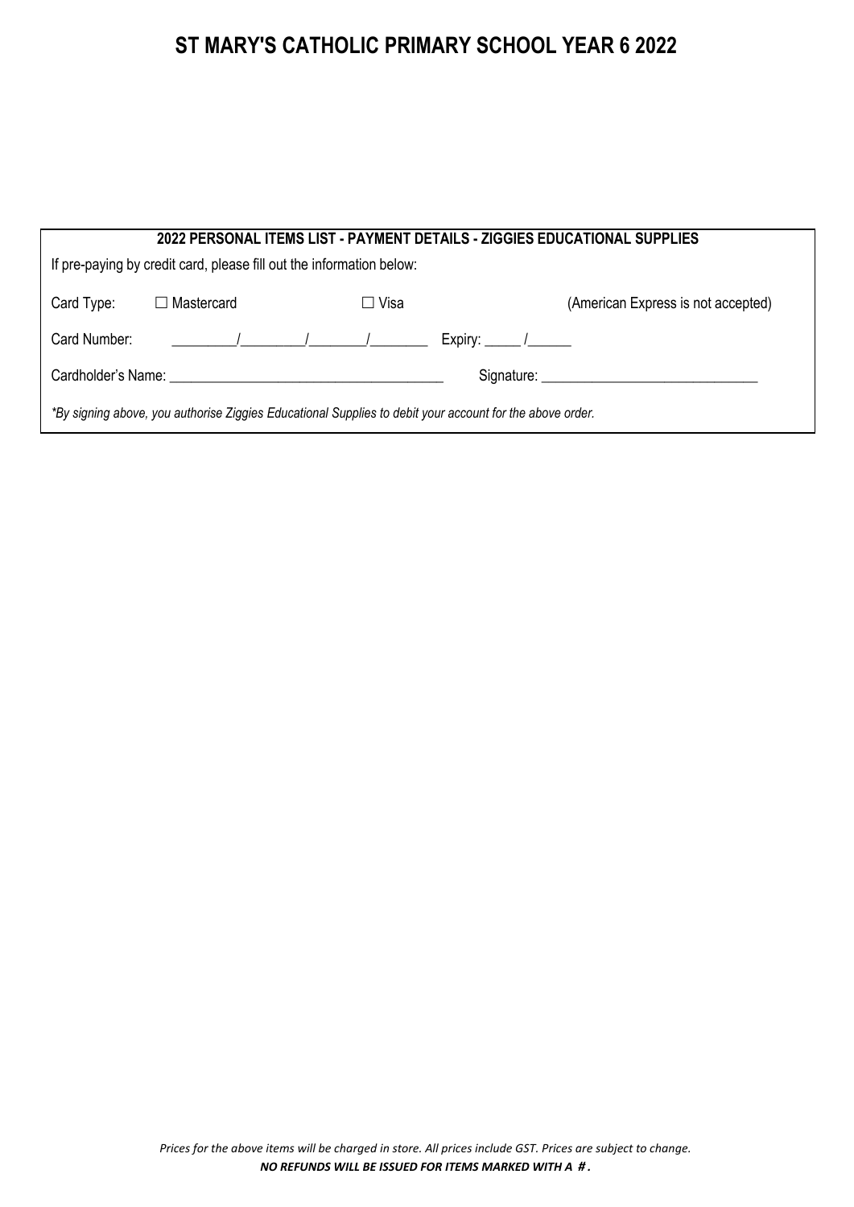# ST MARY'S CATHOLIC PRIMARY SCHOOL YEAR 6 2022

**2022 PERSONAL ITEMS LIST - PAYMENT DETAILS - ZIGGIES EDUCATIONAL SUPPLIES**

If pre-paying by credit card, please fill out the information below:

Card Type: ☐ Mastercard ☐ Visa (American Express is not accepted)

Card Number: _________/_________/________/________ Expiry: _____ /______

Cardholder's Name: _____________________________________ Signature: ______________________________

*\*By signing above, you authorise Ziggies Educational Supplies to debit your account for the above order.*

*Prices for the above items will be charged in store. All prices include GST. Prices are subject to change.*

***NO REFUNDS WILL BE ISSUED FOR ITEMS MARKED WITH A #.***